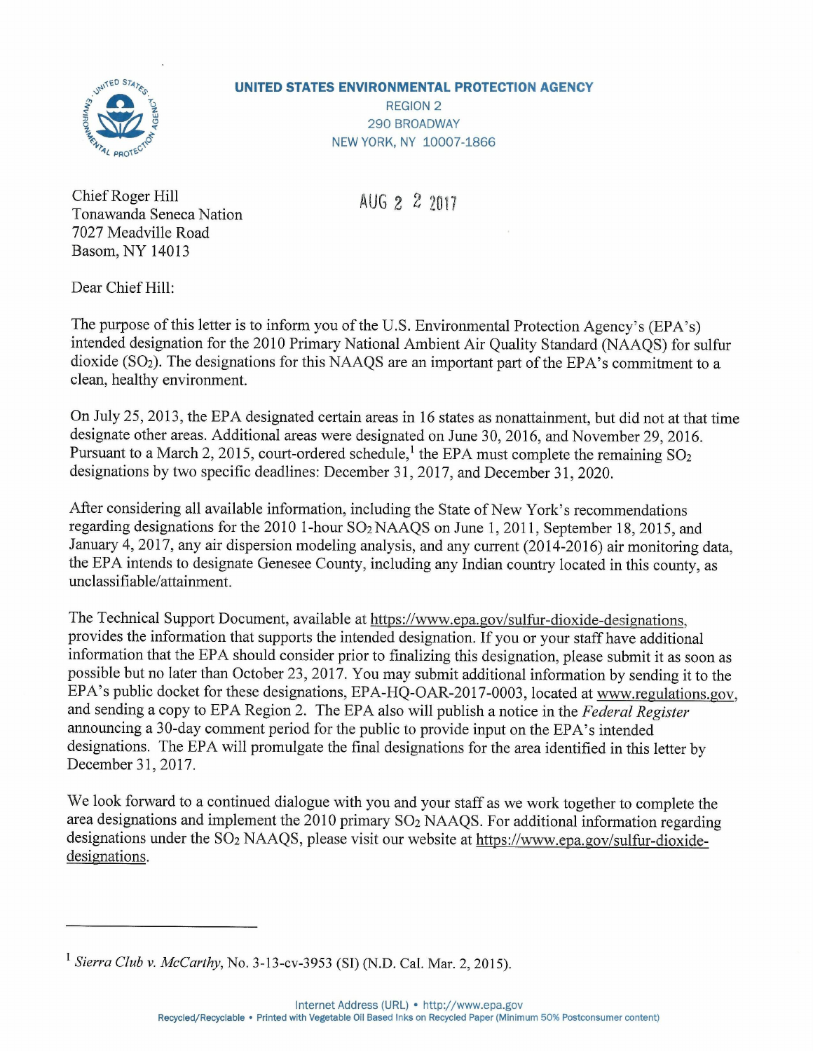**UNITED STATES ENVIRONMENTAL PROTECTION AGENCY**
REGION 2
290 BROADWAY
NEW YORK, NY 10007-1866

Chief Roger Hill
Tonawanda Seneca Nation
7027 Meadville Road
Basom, NY 14013

AUG 2 2 2017

Dear Chief Hill:

The purpose of this letter is to inform you of the U.S. Environmental Protection Agency's (EPA's) intended designation for the 2010 Primary National Ambient Air Quality Standard (NAAQS) for sulfur dioxide ($SO_2$). The designations for this NAAQS are an important part of the EPA's commitment to a clean, healthy environment.

On July 25, 2013, the EPA designated certain areas in 16 states as nonattainment, but did not at that time designate other areas. Additional areas were designated on June 30, 2016, and November 29, 2016. Pursuant to a March 2, 2015, court-ordered schedule,[1] the EPA must complete the remaining $SO_2$ designations by two specific deadlines: December 31, 2017, and December 31, 2020.

After considering all available information, including the State of New York's recommendations regarding designations for the 2010 1-hour $SO_2$ NAAQS on June 1, 2011, September 18, 2015, and January 4, 2017, any air dispersion modeling analysis, and any current (2014-2016) air monitoring data, the EPA intends to designate Genesee County, including any Indian country located in this county, as unclassifiable/attainment.

The Technical Support Document, available at https://www.epa.gov/sulfur-dioxide-designations, provides the information that supports the intended designation. If you or your staff have additional information that the EPA should consider prior to finalizing this designation, please submit it as soon as possible but no later than October 23, 2017. You may submit additional information by sending it to the EPA's public docket for these designations, EPA-HQ-OAR-2017-0003, located at www.regulations.gov, and sending a copy to EPA Region 2. The EPA also will publish a notice in the *Federal Register* announcing a 30-day comment period for the public to provide input on the EPA's intended designations. The EPA will promulgate the final designations for the area identified in this letter by December 31, 2017.

We look forward to a continued dialogue with you and your staff as we work together to complete the area designations and implement the 2010 primary $SO_2$ NAAQS. For additional information regarding designations under the $SO_2$ NAAQS, please visit our website at https://www.epa.gov/sulfur-dioxide-designations.

---

[1] *Sierra Club v. McCarthy*, No. 3-13-cv-3953 (SI) (N.D. Cal. Mar. 2, 2015).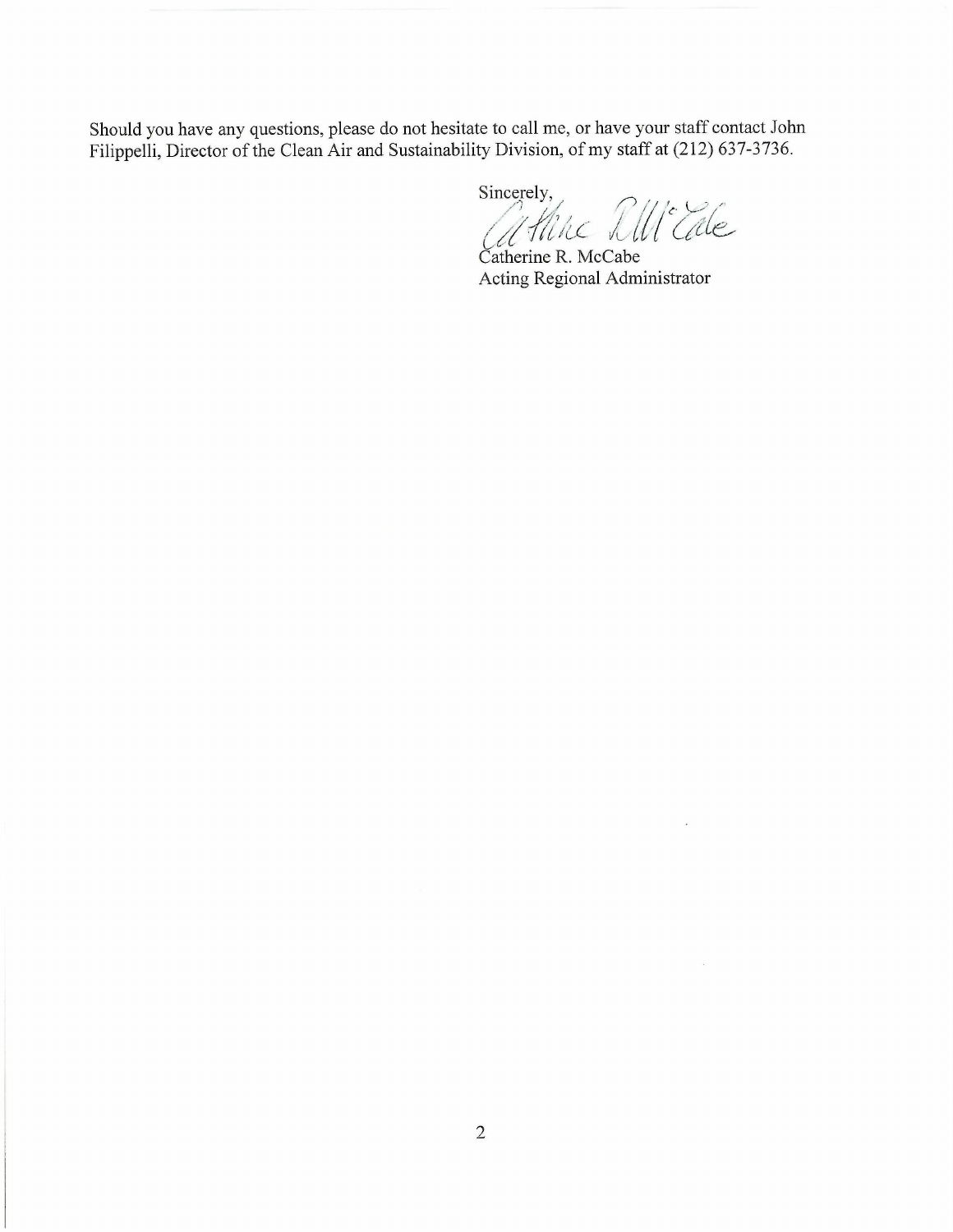Should you have any questions, please do not hesitate to call me, or have your staff contact John Filippelli, Director of the Clean Air and Sustainability Division, of my staff at (212) 637-3736.

Sincerely,

Catherine R. McCabe
Acting Regional Administrator